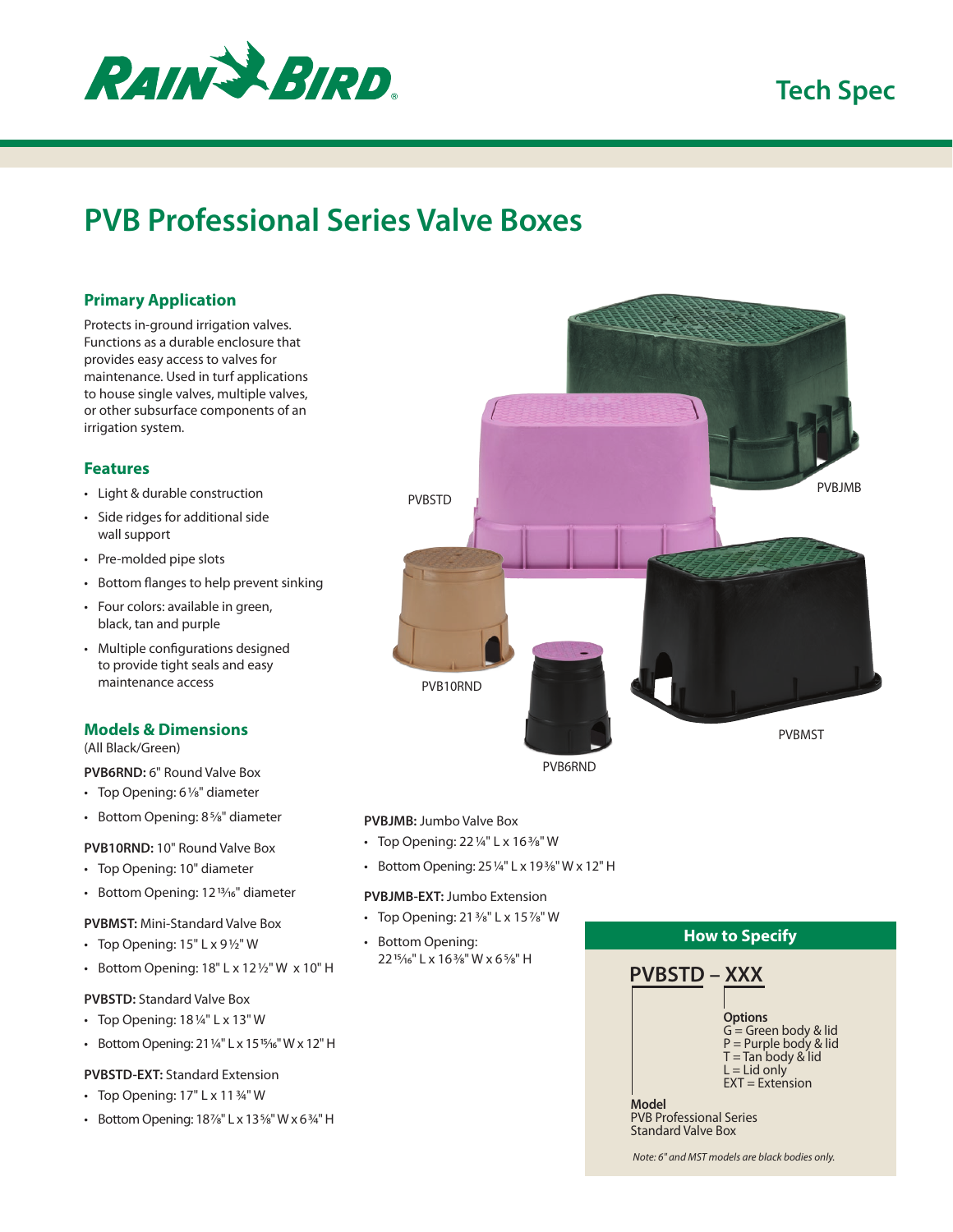Tech Spec

# PVB Professional Series Valve Boxes

## Primary Application

Protects in-ground irrigation valves. Functions as a durable enclosure that provides easy access to valves for maintenance. Used in turf applications to house single valves, multiple valves, or other subsurface components of an irrigation system.

## Features

- Light & durable construction
- Side ridges for additional side wall support
- Pre-molded pipe slots
- Bottom flanges to help prevent sinking
- Four colors: available in green, black, tan and purple
- Multiple configurations designed to provide tight seals and easy maintenance access

## Models & Dimensions

(All Black/Green)

**PVB6RND:** 6" Round Valve Box

- Top Opening: 6⅛" diameter
- Bottom Opening: 8⅝" diameter

**PVB10RND:** 10" Round Valve Box

- Top Opening: 10" diameter
- Bottom Opening: 12¹³⁄₁₆" diameter

**PVBMST:** Mini-Standard Valve Box

- Top Opening: 15" L x 9½" W
- Bottom Opening: 18" L x 12½" W x 10" H

**PVBSTD:** Standard Valve Box

- Top Opening: 18¼" L x 13" W
- Bottom Opening: 21¼" L x 15¹⁵⁄₁₆" W x 12" H

**PVBSTD-EXT:** Standard Extension

- Top Opening: 17" L x 11¾" W
- Bottom Opening: 18⅞" L x 13⅝" W x 6¾" H

**PVBJMB:** Jumbo Valve Box

- Top Opening: 22¼" L x 16⅜" W
- Bottom Opening: 25¼" L x 19⅜" W x 12" H

**PVBJMB-EXT:** Jumbo Extension

- Top Opening: 21⅜" L x 15⅞" W
- Bottom Opening: 22¹⁵⁄₁₆" L x 16⅜" W x 6⅝" H

PVBSTD PVBJMB PVB10RND PVB6RND PVBMST

## How to Specify

**PVBSTD – XXX**

**Options**
G = Green body & lid
P = Purple body & lid
T = Tan body & lid
L = Lid only
EXT = Extension

**Model**
PVB Professional Series
Standard Valve Box

*Note: 6" and MST models are black bodies only.*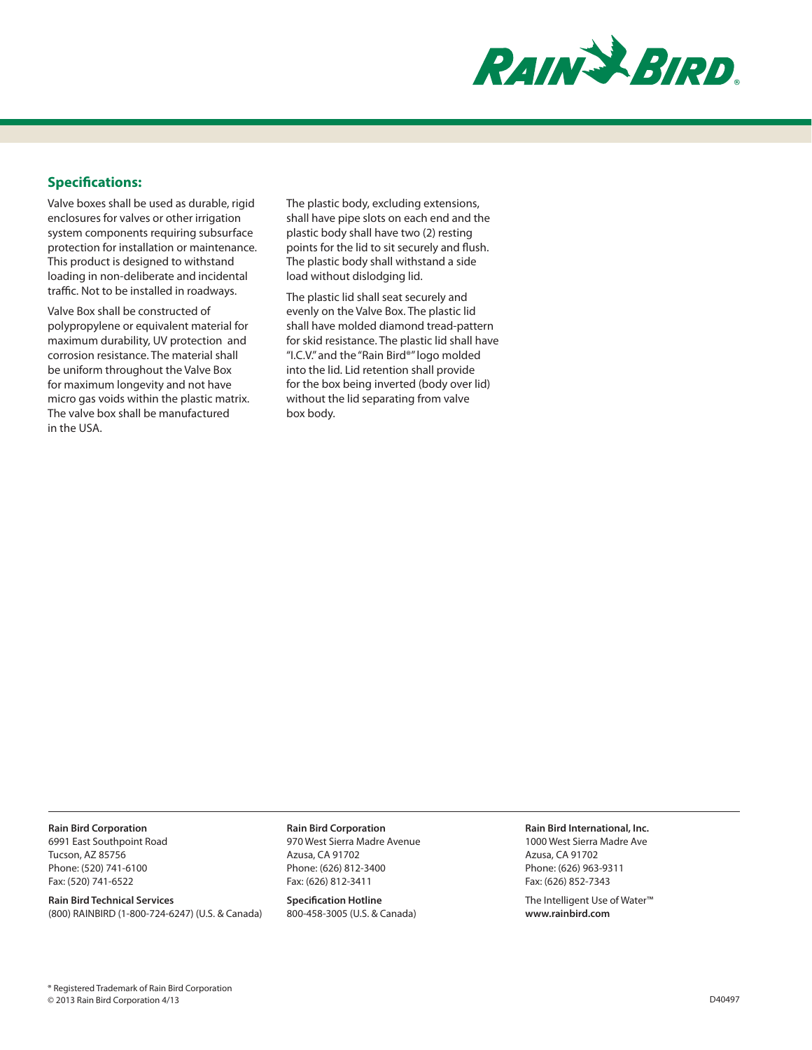## Specifications:

Valve boxes shall be used as durable, rigid enclosures for valves or other irrigation system components requiring subsurface protection for installation or maintenance. This product is designed to withstand loading in non-deliberate and incidental traffic. Not to be installed in roadways.

Valve Box shall be constructed of polypropylene or equivalent material for maximum durability, UV protection and corrosion resistance. The material shall be uniform throughout the Valve Box for maximum longevity and not have micro gas voids within the plastic matrix. The valve box shall be manufactured in the USA.

The plastic body, excluding extensions, shall have pipe slots on each end and the plastic body shall have two (2) resting points for the lid to sit securely and flush. The plastic body shall withstand a side load without dislodging lid.

The plastic lid shall seat securely and evenly on the Valve Box. The plastic lid shall have molded diamond tread-pattern for skid resistance. The plastic lid shall have "I.C.V." and the "Rain Bird®" logo molded into the lid. Lid retention shall provide for the box being inverted (body over lid) without the lid separating from valve box body.

**Rain Bird Corporation**
6991 East Southpoint Road
Tucson, AZ 85756
Phone: (520) 741-6100
Fax: (520) 741-6522

**Rain Bird Technical Services**
(800) RAINBIRD (1-800-724-6247) (U.S. & Canada)

**Rain Bird Corporation**
970 West Sierra Madre Avenue
Azusa, CA 91702
Phone: (626) 812-3400
Fax: (626) 812-3411

**Specification Hotline**
800-458-3005 (U.S. & Canada)

**Rain Bird International, Inc.**
1000 West Sierra Madre Ave
Azusa, CA 91702
Phone: (626) 963-9311
Fax: (626) 852-7343

The Intelligent Use of Water™
**www.rainbird.com**

® Registered Trademark of Rain Bird Corporation
© 2013 Rain Bird Corporation 4/13

D40497